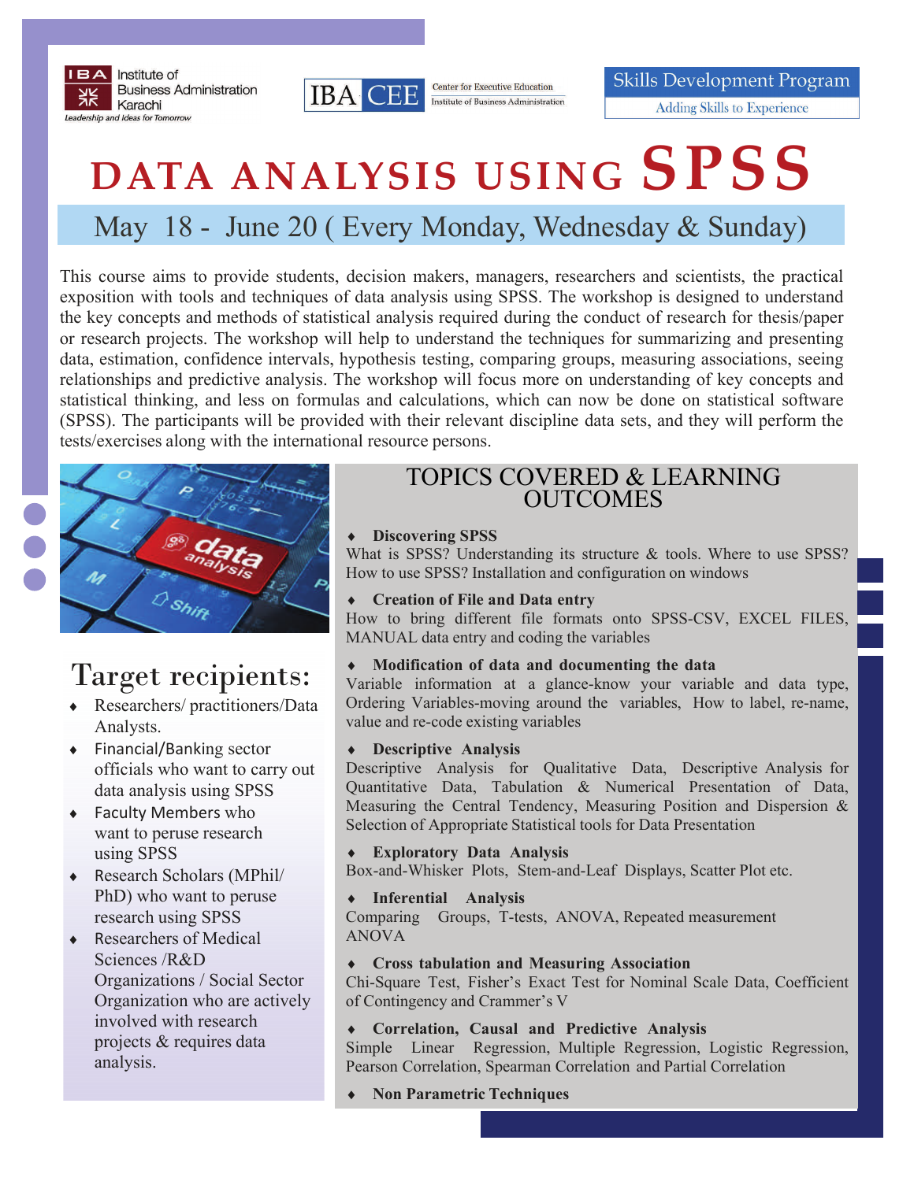IBA Institute of Business Administration Karachi
*Leadership and Ideas for Tomorrow*

IBA CEE — Center for Executive Education, Institute of Business Administration

Skills Development Program
Adding Skills to Experience

# DATA ANALYSIS USING SPSS

## May 18 - June 20 ( Every Monday, Wednesday & Sunday)

This course aims to provide students, decision makers, managers, researchers and scientists, the practical exposition with tools and techniques of data analysis using SPSS. The workshop is designed to understand the key concepts and methods of statistical analysis required during the conduct of research for thesis/paper or research projects. The workshop will help to understand the techniques for summarizing and presenting data, estimation, confidence intervals, hypothesis testing, comparing groups, measuring associations, seeing relationships and predictive analysis. The workshop will focus more on understanding of key concepts and statistical thinking, and less on formulas and calculations, which can now be done on statistical software (SPSS). The participants will be provided with their relevant discipline data sets, and they will perform the tests/exercises along with the international resource persons.

## Target recipients:

- Researchers/ practitioners/Data Analysts.
- Financial/Banking sector officials who want to carry out data analysis using SPSS
- Faculty Members who want to peruse research using SPSS
- Research Scholars (MPhil/ PhD) who want to peruse research using SPSS
- Researchers of Medical Sciences /R&D Organizations / Social Sector Organization who are actively involved with research projects & requires data analysis.

## TOPICS COVERED & LEARNING OUTCOMES

- **Discovering SPSS**
What is SPSS? Understanding its structure & tools. Where to use SPSS? How to use SPSS? Installation and configuration on windows

- **Creation of File and Data entry**
How to bring different file formats onto SPSS-CSV, EXCEL FILES, MANUAL data entry and coding the variables

- **Modification of data and documenting the data**
Variable information at a glance-know your variable and data type, Ordering Variables-moving around the variables, How to label, re-name, value and re-code existing variables

- **Descriptive Analysis**
Descriptive Analysis for Qualitative Data, Descriptive Analysis for Quantitative Data, Tabulation & Numerical Presentation of Data, Measuring the Central Tendency, Measuring Position and Dispersion & Selection of Appropriate Statistical tools for Data Presentation

- **Exploratory Data Analysis**
Box-and-Whisker Plots, Stem-and-Leaf Displays, Scatter Plot etc.

- **Inferential Analysis**
Comparing Groups, T-tests, ANOVA, Repeated measurement ANOVA

- **Cross tabulation and Measuring Association**
Chi-Square Test, Fisher's Exact Test for Nominal Scale Data, Coefficient of Contingency and Crammer's V

- **Correlation, Causal and Predictive Analysis**
Simple Linear Regression, Multiple Regression, Logistic Regression, Pearson Correlation, Spearman Correlation and Partial Correlation

- **Non Parametric Techniques**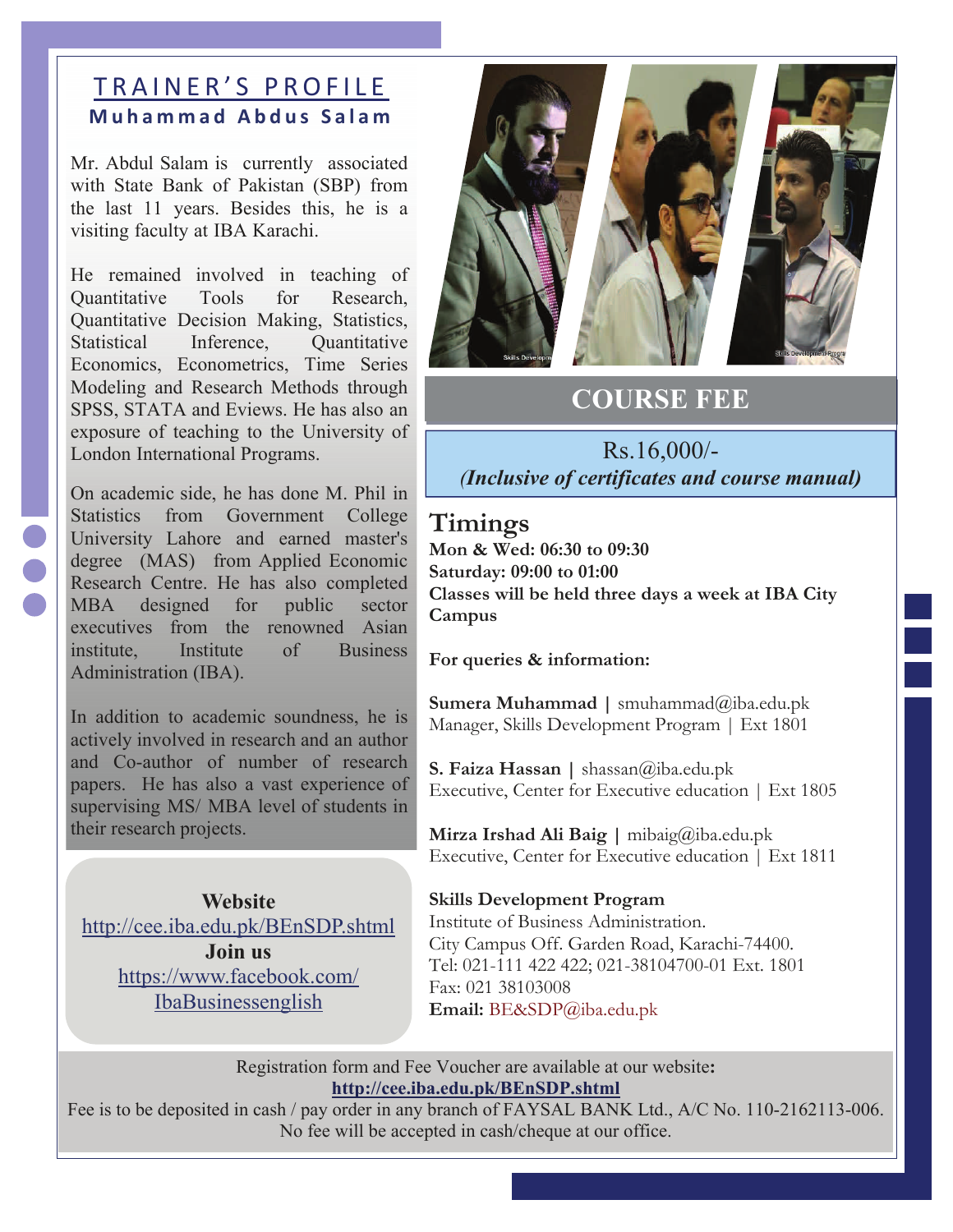## TRAINER'S PROFILE

### Muhammad Abdus Salam

Mr. Abdul Salam is currently associated with State Bank of Pakistan (SBP) from the last 11 years. Besides this, he is a visiting faculty at IBA Karachi.

He remained involved in teaching of Quantitative Tools for Research, Quantitative Decision Making, Statistics, Statistical Inference, Quantitative Economics, Econometrics, Time Series Modeling and Research Methods through SPSS, STATA and Eviews. He has also an exposure of teaching to the University of London International Programs.

On academic side, he has done M. Phil in Statistics from Government College University Lahore and earned master's degree (MAS) from Applied Economic Research Centre. He has also completed MBA designed for public sector executives from the renowned Asian institute, Institute of Business Administration (IBA).

In addition to academic soundness, he is actively involved in research and an author and Co-author of number of research papers. He has also a vast experience of supervising MS/ MBA level of students in their research projects.

**Website**
http://cee.iba.edu.pk/BEnSDP.shtml
**Join us**
https://www.facebook.com/IbaBusinessenglish

## COURSE FEE

Rs.16,000/-
*(Inclusive of certificates and course manual)*

## Timings

**Mon & Wed: 06:30 to 09:30**
**Saturday: 09:00 to 01:00**
**Classes will be held three days a week at IBA City Campus**

**For queries & information:**

**Sumera Muhammad |** smuhammad@iba.edu.pk
Manager, Skills Development Program | Ext 1801

**S. Faiza Hassan |** shassan@iba.edu.pk
Executive, Center for Executive education | Ext 1805

**Mirza Irshad Ali Baig |** mibaig@iba.edu.pk
Executive, Center for Executive education | Ext 1811

**Skills Development Program**
Institute of Business Administration.
City Campus Off. Garden Road, Karachi-74400.
Tel: 021-111 422 422; 021-38104700-01 Ext. 1801
Fax: 021 38103008
**Email:** BE&SDP@iba.edu.pk

Registration form and Fee Voucher are available at our website**:**
**http://cee.iba.edu.pk/BEnSDP.shtml**
Fee is to be deposited in cash / pay order in any branch of FAYSAL BANK Ltd., A/C No. 110-2162113-006.
No fee will be accepted in cash/cheque at our office.